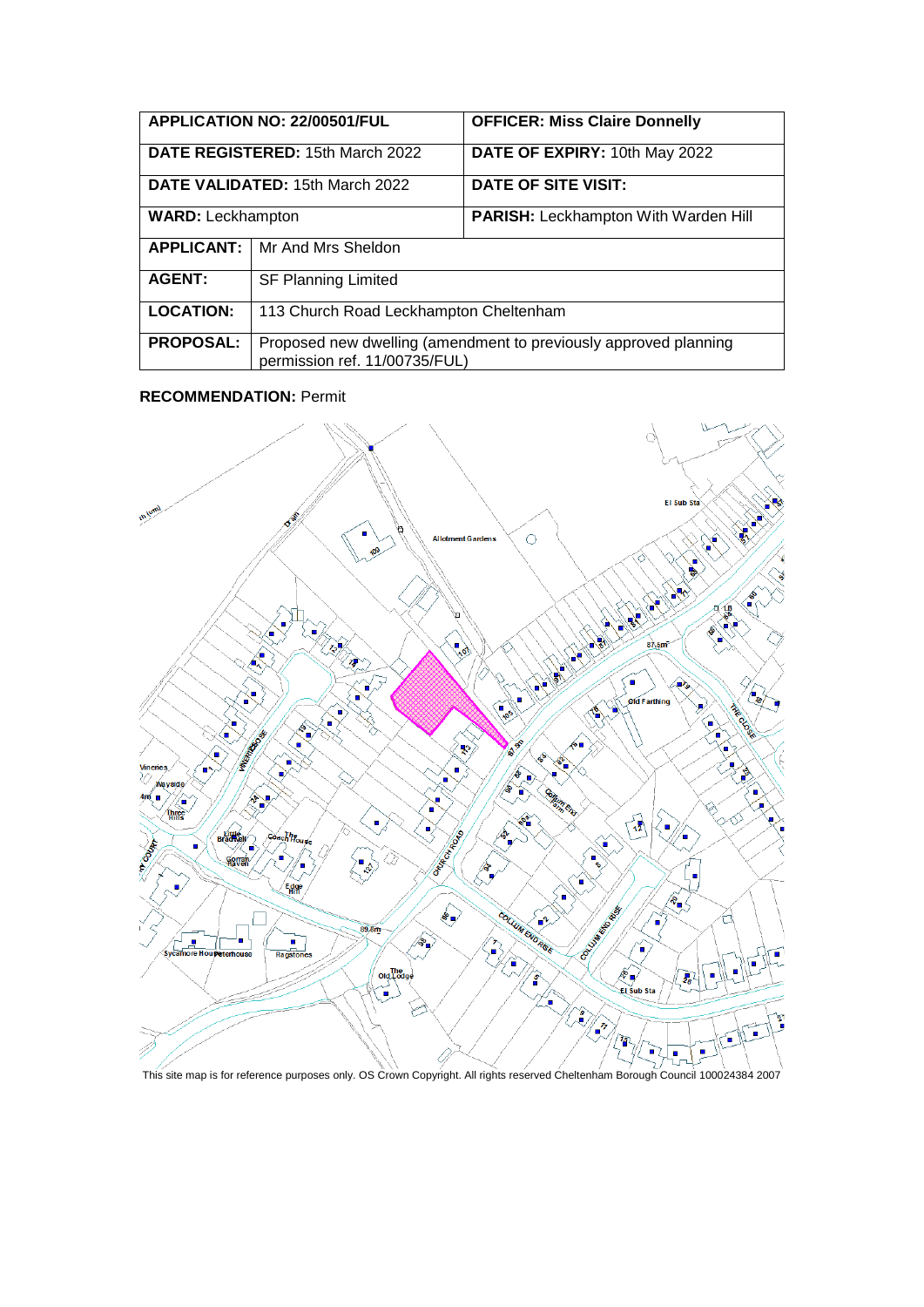| APPLICATION NO: 22/00501/FUL | | OFFICER: Miss Claire Donnelly |
|---|---|---|
| DATE REGISTERED: 15th March 2022 | | DATE OF EXPIRY: 10th May 2022 |
| DATE VALIDATED: 15th March 2022 | | DATE OF SITE VISIT: |
| WARD: Leckhampton | | PARISH: Leckhampton With Warden Hill |
| APPLICANT: | Mr And Mrs Sheldon | |
| AGENT: | SF Planning Limited | |
| LOCATION: | 113 Church Road Leckhampton Cheltenham | |
| PROPOSAL: | Proposed new dwelling (amendment to previously approved planning permission ref. 11/00735/FUL) | |

**RECOMMENDATION:** Permit

This site map is for reference purposes only. OS Crown Copyright. All rights reserved Cheltenham Borough Council 100024384 2007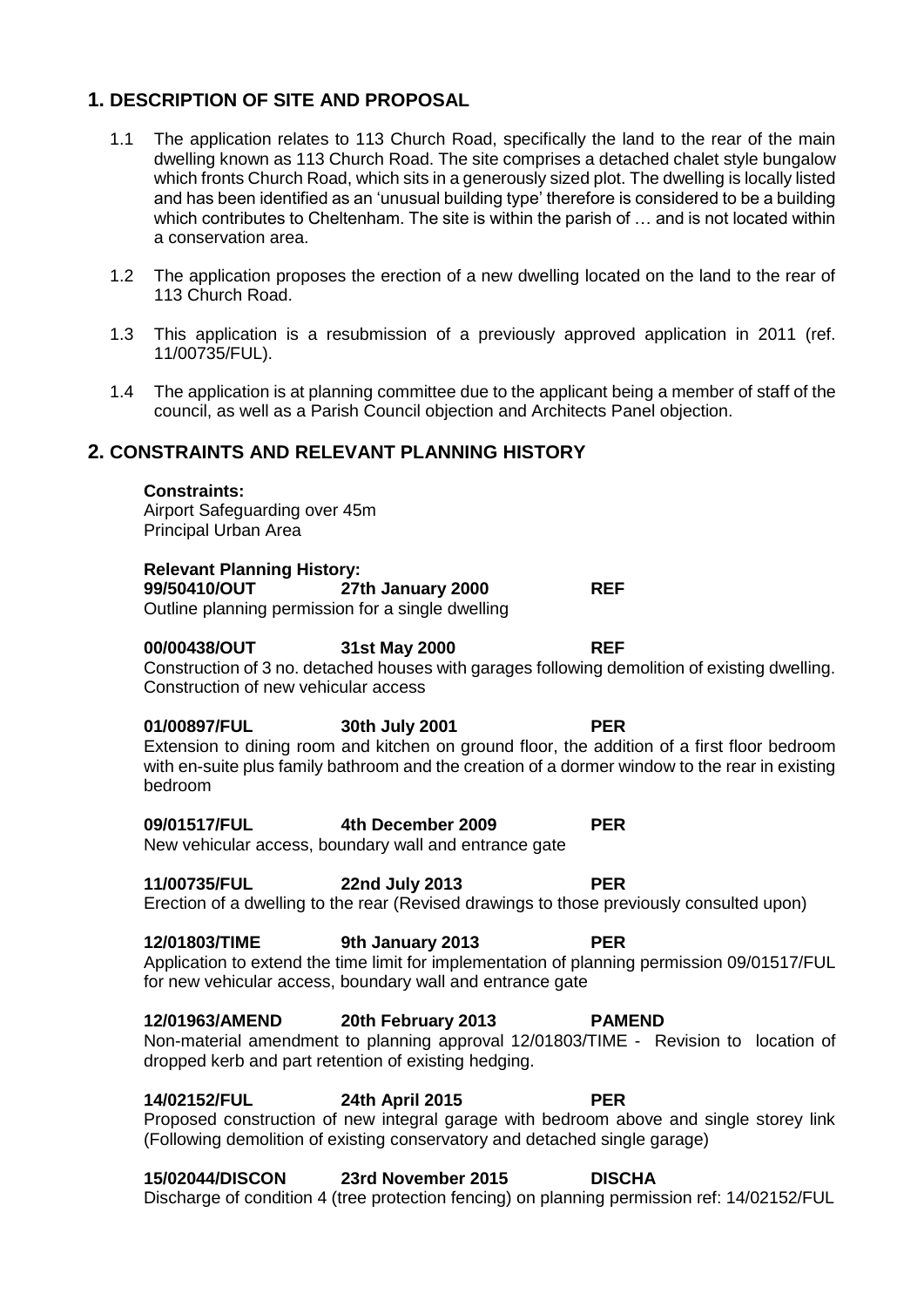## 1. DESCRIPTION OF SITE AND PROPOSAL

1.1 The application relates to 113 Church Road, specifically the land to the rear of the main dwelling known as 113 Church Road. The site comprises a detached chalet style bungalow which fronts Church Road, which sits in a generously sized plot. The dwelling is locally listed and has been identified as an 'unusual building type' therefore is considered to be a building which contributes to Cheltenham. The site is within the parish of … and is not located within a conservation area.

1.2 The application proposes the erection of a new dwelling located on the land to the rear of 113 Church Road.

1.3 This application is a resubmission of a previously approved application in 2011 (ref. 11/00735/FUL).

1.4 The application is at planning committee due to the applicant being a member of staff of the council, as well as a Parish Council objection and Architects Panel objection.

## 2. CONSTRAINTS AND RELEVANT PLANNING HISTORY

**Constraints:**
Airport Safeguarding over 45m
Principal Urban Area

**Relevant Planning History:**

**99/50410/OUT** **27th January 2000** **REF**
Outline planning permission for a single dwelling

**00/00438/OUT** **31st May 2000** **REF**
Construction of 3 no. detached houses with garages following demolition of existing dwelling. Construction of new vehicular access

**01/00897/FUL** **30th July 2001** **PER**
Extension to dining room and kitchen on ground floor, the addition of a first floor bedroom with en-suite plus family bathroom and the creation of a dormer window to the rear in existing bedroom

**09/01517/FUL** **4th December 2009** **PER**
New vehicular access, boundary wall and entrance gate

**11/00735/FUL** **22nd July 2013** **PER**
Erection of a dwelling to the rear (Revised drawings to those previously consulted upon)

**12/01803/TIME** **9th January 2013** **PER**
Application to extend the time limit for implementation of planning permission 09/01517/FUL for new vehicular access, boundary wall and entrance gate

**12/01963/AMEND** **20th February 2013** **PAMEND**
Non-material amendment to planning approval 12/01803/TIME - Revision to location of dropped kerb and part retention of existing hedging.

**14/02152/FUL** **24th April 2015** **PER**
Proposed construction of new integral garage with bedroom above and single storey link (Following demolition of existing conservatory and detached single garage)

**15/02044/DISCON** **23rd November 2015** **DISCHA**
Discharge of condition 4 (tree protection fencing) on planning permission ref: 14/02152/FUL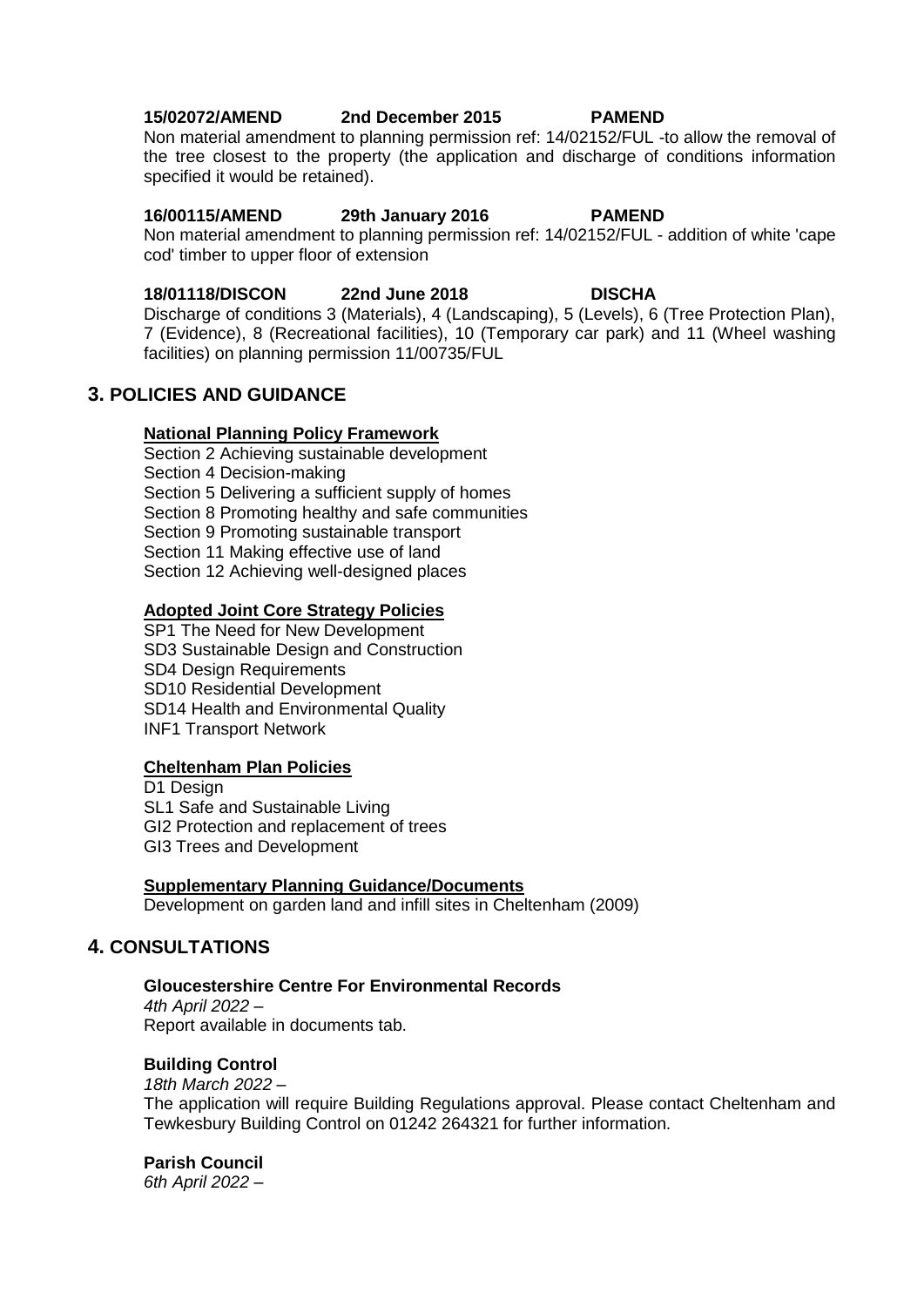**15/02072/AMEND 2nd December 2015 PAMEND**

Non material amendment to planning permission ref: 14/02152/FUL -to allow the removal of the tree closest to the property (the application and discharge of conditions information specified it would be retained).

**16/00115/AMEND 29th January 2016 PAMEND**

Non material amendment to planning permission ref: 14/02152/FUL - addition of white 'cape cod' timber to upper floor of extension

**18/01118/DISCON 22nd June 2018 DISCHA**

Discharge of conditions 3 (Materials), 4 (Landscaping), 5 (Levels), 6 (Tree Protection Plan), 7 (Evidence), 8 (Recreational facilities), 10 (Temporary car park) and 11 (Wheel washing facilities) on planning permission 11/00735/FUL

## 3. POLICIES AND GUIDANCE

**National Planning Policy Framework**

Section 2 Achieving sustainable development
Section 4 Decision-making
Section 5 Delivering a sufficient supply of homes
Section 8 Promoting healthy and safe communities
Section 9 Promoting sustainable transport
Section 11 Making effective use of land
Section 12 Achieving well-designed places

**Adopted Joint Core Strategy Policies**

SP1 The Need for New Development
SD3 Sustainable Design and Construction
SD4 Design Requirements
SD10 Residential Development
SD14 Health and Environmental Quality
INF1 Transport Network

**Cheltenham Plan Policies**

D1 Design
SL1 Safe and Sustainable Living
GI2 Protection and replacement of trees
GI3 Trees and Development

**Supplementary Planning Guidance/Documents**

Development on garden land and infill sites in Cheltenham (2009)

## 4. CONSULTATIONS

**Gloucestershire Centre For Environmental Records**

*4th April 2022 –*

Report available in documents tab.

**Building Control**

*18th March 2022 –*

The application will require Building Regulations approval. Please contact Cheltenham and Tewkesbury Building Control on 01242 264321 for further information.

**Parish Council**

*6th April 2022 –*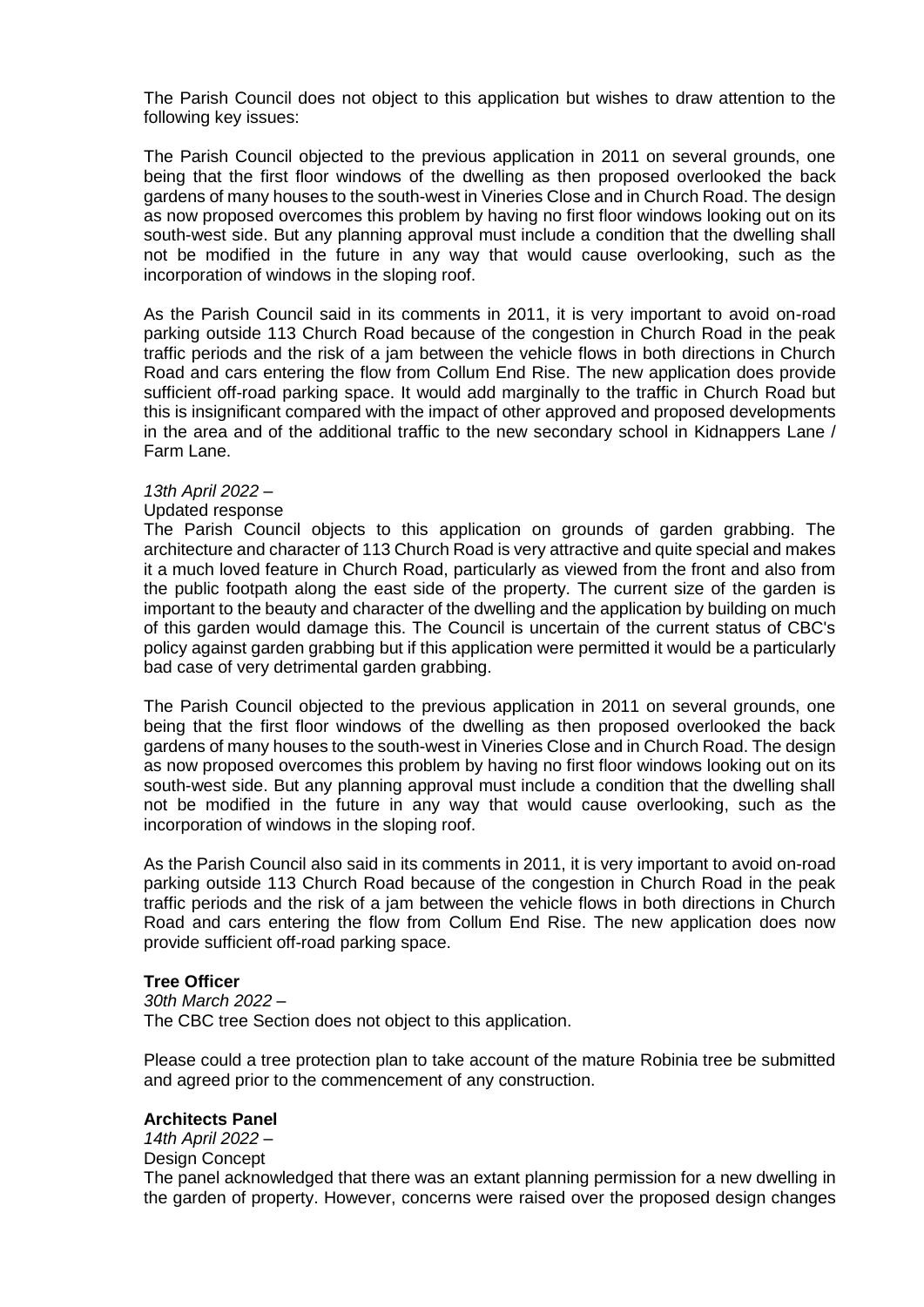The Parish Council does not object to this application but wishes to draw attention to the following key issues:

The Parish Council objected to the previous application in 2011 on several grounds, one being that the first floor windows of the dwelling as then proposed overlooked the back gardens of many houses to the south-west in Vineries Close and in Church Road. The design as now proposed overcomes this problem by having no first floor windows looking out on its south-west side. But any planning approval must include a condition that the dwelling shall not be modified in the future in any way that would cause overlooking, such as the incorporation of windows in the sloping roof.

As the Parish Council said in its comments in 2011, it is very important to avoid on-road parking outside 113 Church Road because of the congestion in Church Road in the peak traffic periods and the risk of a jam between the vehicle flows in both directions in Church Road and cars entering the flow from Collum End Rise. The new application does provide sufficient off-road parking space. It would add marginally to the traffic in Church Road but this is insignificant compared with the impact of other approved and proposed developments in the area and of the additional traffic to the new secondary school in Kidnappers Lane / Farm Lane.

*13th April 2022 –*

Updated response

The Parish Council objects to this application on grounds of garden grabbing. The architecture and character of 113 Church Road is very attractive and quite special and makes it a much loved feature in Church Road, particularly as viewed from the front and also from the public footpath along the east side of the property. The current size of the garden is important to the beauty and character of the dwelling and the application by building on much of this garden would damage this. The Council is uncertain of the current status of CBC's policy against garden grabbing but if this application were permitted it would be a particularly bad case of very detrimental garden grabbing.

The Parish Council objected to the previous application in 2011 on several grounds, one being that the first floor windows of the dwelling as then proposed overlooked the back gardens of many houses to the south-west in Vineries Close and in Church Road. The design as now proposed overcomes this problem by having no first floor windows looking out on its south-west side. But any planning approval must include a condition that the dwelling shall not be modified in the future in any way that would cause overlooking, such as the incorporation of windows in the sloping roof.

As the Parish Council also said in its comments in 2011, it is very important to avoid on-road parking outside 113 Church Road because of the congestion in Church Road in the peak traffic periods and the risk of a jam between the vehicle flows in both directions in Church Road and cars entering the flow from Collum End Rise. The new application does now provide sufficient off-road parking space.

**Tree Officer**

*30th March 2022 –*

The CBC tree Section does not object to this application.

Please could a tree protection plan to take account of the mature Robinia tree be submitted and agreed prior to the commencement of any construction.

**Architects Panel**

*14th April 2022 –*

Design Concept

The panel acknowledged that there was an extant planning permission for a new dwelling in the garden of property. However, concerns were raised over the proposed design changes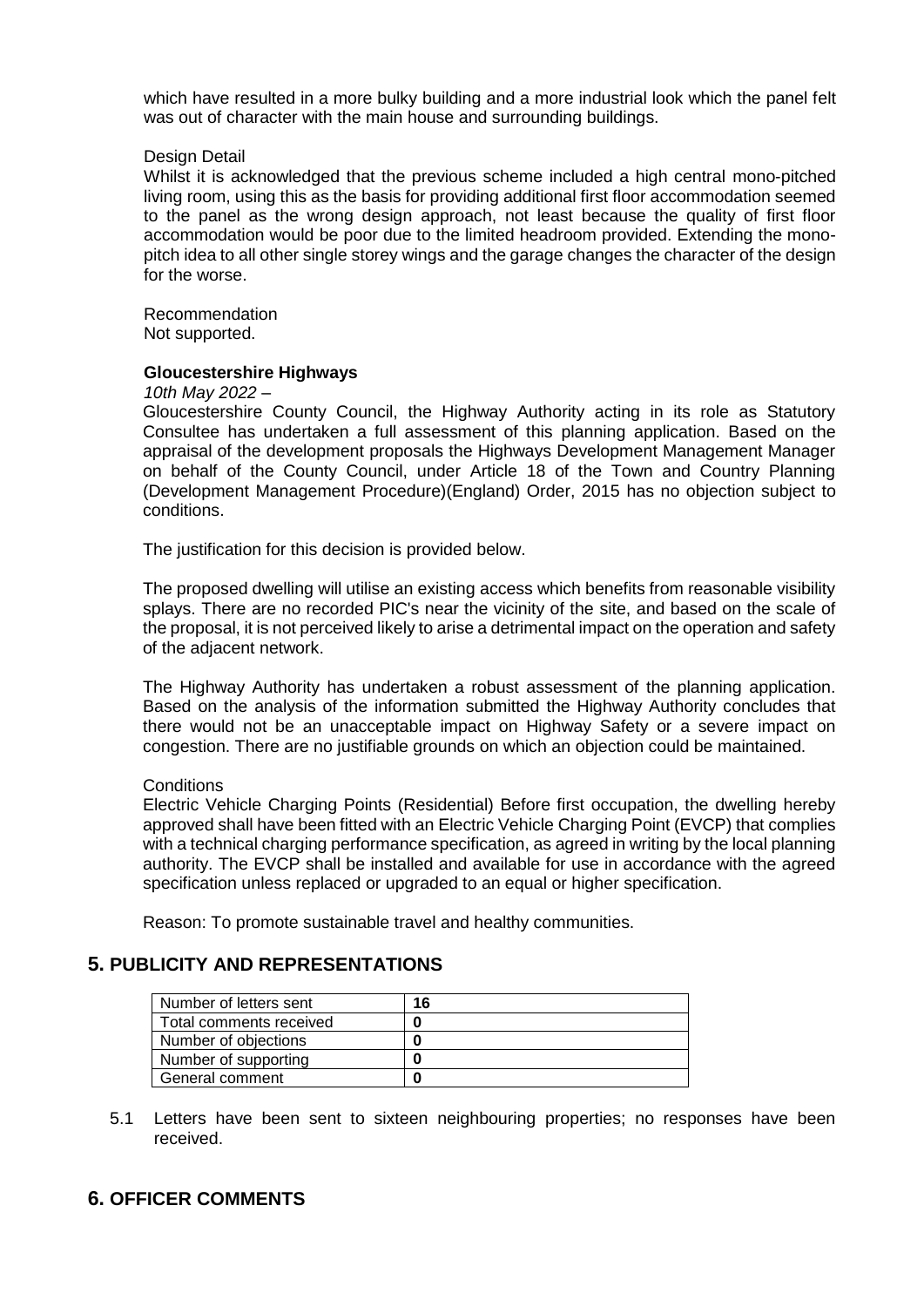which have resulted in a more bulky building and a more industrial look which the panel felt was out of character with the main house and surrounding buildings.

Design Detail
Whilst it is acknowledged that the previous scheme included a high central mono-pitched living room, using this as the basis for providing additional first floor accommodation seemed to the panel as the wrong design approach, not least because the quality of first floor accommodation would be poor due to the limited headroom provided. Extending the mono-pitch idea to all other single storey wings and the garage changes the character of the design for the worse.

Recommendation
Not supported.

**Gloucestershire Highways**

*10th May 2022 –*

Gloucestershire County Council, the Highway Authority acting in its role as Statutory Consultee has undertaken a full assessment of this planning application. Based on the appraisal of the development proposals the Highways Development Management Manager on behalf of the County Council, under Article 18 of the Town and Country Planning (Development Management Procedure)(England) Order, 2015 has no objection subject to conditions.

The justification for this decision is provided below.

The proposed dwelling will utilise an existing access which benefits from reasonable visibility splays. There are no recorded PIC's near the vicinity of the site, and based on the scale of the proposal, it is not perceived likely to arise a detrimental impact on the operation and safety of the adjacent network.

The Highway Authority has undertaken a robust assessment of the planning application. Based on the analysis of the information submitted the Highway Authority concludes that there would not be an unacceptable impact on Highway Safety or a severe impact on congestion. There are no justifiable grounds on which an objection could be maintained.

Conditions
Electric Vehicle Charging Points (Residential) Before first occupation, the dwelling hereby approved shall have been fitted with an Electric Vehicle Charging Point (EVCP) that complies with a technical charging performance specification, as agreed in writing by the local planning authority. The EVCP shall be installed and available for use in accordance with the agreed specification unless replaced or upgraded to an equal or higher specification.

Reason: To promote sustainable travel and healthy communities.

## 5. PUBLICITY AND REPRESENTATIONS

| Number of letters sent | **16** |
|---|---|
| Total comments received | **0** |
| Number of objections | **0** |
| Number of supporting | **0** |
| General comment | **0** |

5.1 Letters have been sent to sixteen neighbouring properties; no responses have been received.

## 6. OFFICER COMMENTS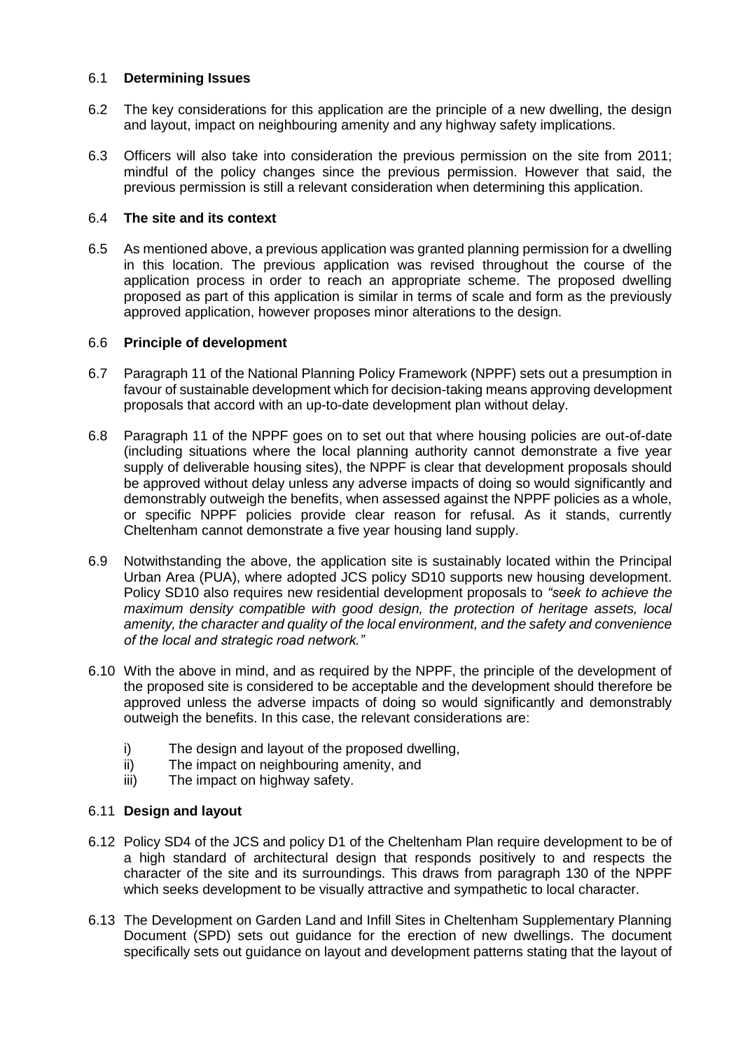6.1 **Determining Issues**

6.2 The key considerations for this application are the principle of a new dwelling, the design and layout, impact on neighbouring amenity and any highway safety implications.

6.3 Officers will also take into consideration the previous permission on the site from 2011; mindful of the policy changes since the previous permission. However that said, the previous permission is still a relevant consideration when determining this application.

6.4 **The site and its context**

6.5 As mentioned above, a previous application was granted planning permission for a dwelling in this location. The previous application was revised throughout the course of the application process in order to reach an appropriate scheme. The proposed dwelling proposed as part of this application is similar in terms of scale and form as the previously approved application, however proposes minor alterations to the design.

6.6 **Principle of development**

6.7 Paragraph 11 of the National Planning Policy Framework (NPPF) sets out a presumption in favour of sustainable development which for decision-taking means approving development proposals that accord with an up-to-date development plan without delay.

6.8 Paragraph 11 of the NPPF goes on to set out that where housing policies are out-of-date (including situations where the local planning authority cannot demonstrate a five year supply of deliverable housing sites), the NPPF is clear that development proposals should be approved without delay unless any adverse impacts of doing so would significantly and demonstrably outweigh the benefits, when assessed against the NPPF policies as a whole, or specific NPPF policies provide clear reason for refusal. As it stands, currently Cheltenham cannot demonstrate a five year housing land supply.

6.9 Notwithstanding the above, the application site is sustainably located within the Principal Urban Area (PUA), where adopted JCS policy SD10 supports new housing development. Policy SD10 also requires new residential development proposals to *"seek to achieve the maximum density compatible with good design, the protection of heritage assets, local amenity, the character and quality of the local environment, and the safety and convenience of the local and strategic road network."*

6.10 With the above in mind, and as required by the NPPF, the principle of the development of the proposed site is considered to be acceptable and the development should therefore be approved unless the adverse impacts of doing so would significantly and demonstrably outweigh the benefits. In this case, the relevant considerations are:

i) The design and layout of the proposed dwelling,
ii) The impact on neighbouring amenity, and
iii) The impact on highway safety.

6.11 **Design and layout**

6.12 Policy SD4 of the JCS and policy D1 of the Cheltenham Plan require development to be of a high standard of architectural design that responds positively to and respects the character of the site and its surroundings. This draws from paragraph 130 of the NPPF which seeks development to be visually attractive and sympathetic to local character.

6.13 The Development on Garden Land and Infill Sites in Cheltenham Supplementary Planning Document (SPD) sets out guidance for the erection of new dwellings. The document specifically sets out guidance on layout and development patterns stating that the layout of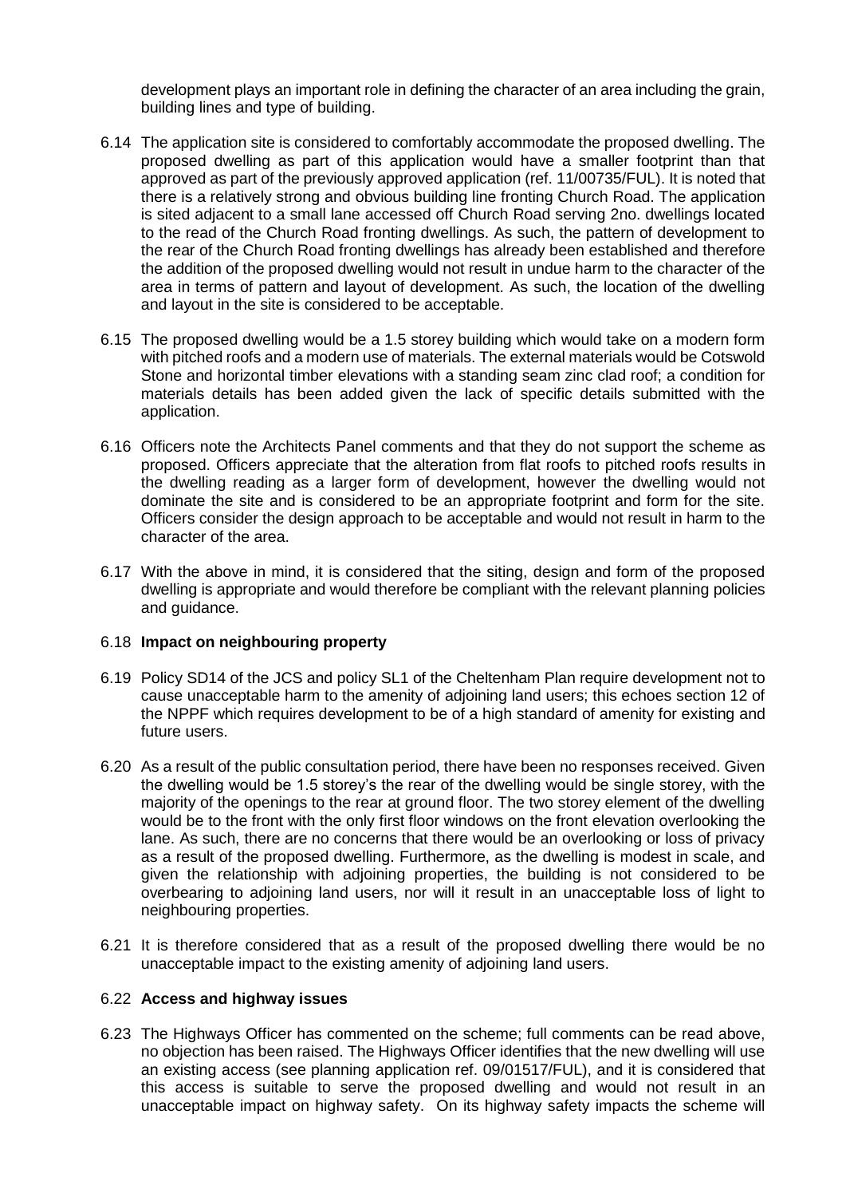development plays an important role in defining the character of an area including the grain, building lines and type of building.

6.14 The application site is considered to comfortably accommodate the proposed dwelling. The proposed dwelling as part of this application would have a smaller footprint than that approved as part of the previously approved application (ref. 11/00735/FUL). It is noted that there is a relatively strong and obvious building line fronting Church Road. The application is sited adjacent to a small lane accessed off Church Road serving 2no. dwellings located to the read of the Church Road fronting dwellings. As such, the pattern of development to the rear of the Church Road fronting dwellings has already been established and therefore the addition of the proposed dwelling would not result in undue harm to the character of the area in terms of pattern and layout of development. As such, the location of the dwelling and layout in the site is considered to be acceptable.

6.15 The proposed dwelling would be a 1.5 storey building which would take on a modern form with pitched roofs and a modern use of materials. The external materials would be Cotswold Stone and horizontal timber elevations with a standing seam zinc clad roof; a condition for materials details has been added given the lack of specific details submitted with the application.

6.16 Officers note the Architects Panel comments and that they do not support the scheme as proposed. Officers appreciate that the alteration from flat roofs to pitched roofs results in the dwelling reading as a larger form of development, however the dwelling would not dominate the site and is considered to be an appropriate footprint and form for the site. Officers consider the design approach to be acceptable and would not result in harm to the character of the area.

6.17 With the above in mind, it is considered that the siting, design and form of the proposed dwelling is appropriate and would therefore be compliant with the relevant planning policies and guidance.

6.18 **Impact on neighbouring property**

6.19 Policy SD14 of the JCS and policy SL1 of the Cheltenham Plan require development not to cause unacceptable harm to the amenity of adjoining land users; this echoes section 12 of the NPPF which requires development to be of a high standard of amenity for existing and future users.

6.20 As a result of the public consultation period, there have been no responses received. Given the dwelling would be 1.5 storey's the rear of the dwelling would be single storey, with the majority of the openings to the rear at ground floor. The two storey element of the dwelling would be to the front with the only first floor windows on the front elevation overlooking the lane. As such, there are no concerns that there would be an overlooking or loss of privacy as a result of the proposed dwelling. Furthermore, as the dwelling is modest in scale, and given the relationship with adjoining properties, the building is not considered to be overbearing to adjoining land users, nor will it result in an unacceptable loss of light to neighbouring properties.

6.21 It is therefore considered that as a result of the proposed dwelling there would be no unacceptable impact to the existing amenity of adjoining land users.

6.22 **Access and highway issues**

6.23 The Highways Officer has commented on the scheme; full comments can be read above, no objection has been raised. The Highways Officer identifies that the new dwelling will use an existing access (see planning application ref. 09/01517/FUL), and it is considered that this access is suitable to serve the proposed dwelling and would not result in an unacceptable impact on highway safety. On its highway safety impacts the scheme will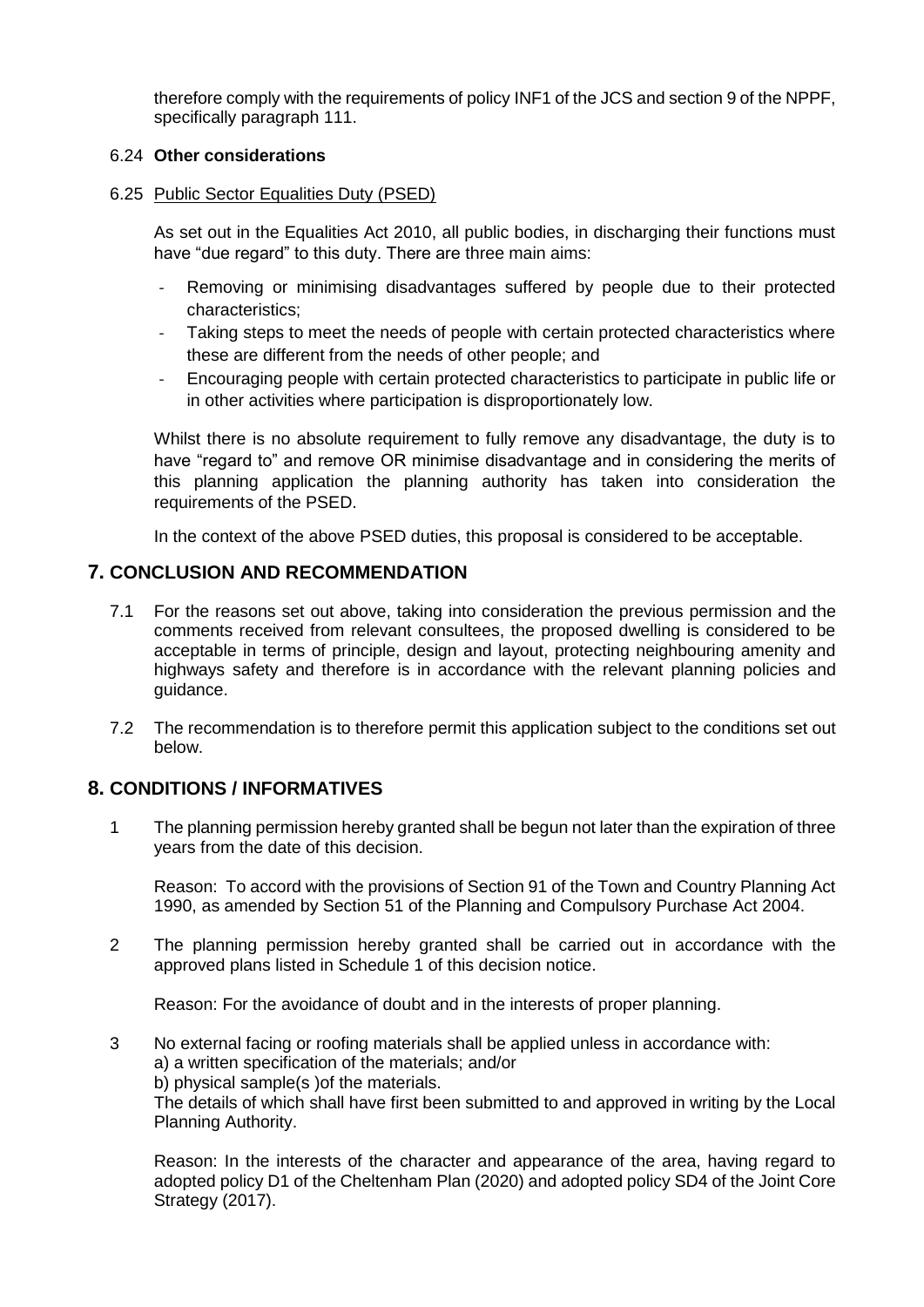therefore comply with the requirements of policy INF1 of the JCS and section 9 of the NPPF, specifically paragraph 111.

6.24 **Other considerations**

6.25 Public Sector Equalities Duty (PSED)

As set out in the Equalities Act 2010, all public bodies, in discharging their functions must have "due regard" to this duty. There are three main aims:

- Removing or minimising disadvantages suffered by people due to their protected characteristics;
- Taking steps to meet the needs of people with certain protected characteristics where these are different from the needs of other people; and
- Encouraging people with certain protected characteristics to participate in public life or in other activities where participation is disproportionately low.

Whilst there is no absolute requirement to fully remove any disadvantage, the duty is to have "regard to" and remove OR minimise disadvantage and in considering the merits of this planning application the planning authority has taken into consideration the requirements of the PSED.

In the context of the above PSED duties, this proposal is considered to be acceptable.

## 7. CONCLUSION AND RECOMMENDATION

7.1 For the reasons set out above, taking into consideration the previous permission and the comments received from relevant consultees, the proposed dwelling is considered to be acceptable in terms of principle, design and layout, protecting neighbouring amenity and highways safety and therefore is in accordance with the relevant planning policies and guidance.

7.2 The recommendation is to therefore permit this application subject to the conditions set out below.

## 8. CONDITIONS / INFORMATIVES

1 The planning permission hereby granted shall be begun not later than the expiration of three years from the date of this decision.

Reason: To accord with the provisions of Section 91 of the Town and Country Planning Act 1990, as amended by Section 51 of the Planning and Compulsory Purchase Act 2004.

2 The planning permission hereby granted shall be carried out in accordance with the approved plans listed in Schedule 1 of this decision notice.

Reason: For the avoidance of doubt and in the interests of proper planning.

3 No external facing or roofing materials shall be applied unless in accordance with:
a) a written specification of the materials; and/or
b) physical sample(s )of the materials.
The details of which shall have first been submitted to and approved in writing by the Local Planning Authority.

Reason: In the interests of the character and appearance of the area, having regard to adopted policy D1 of the Cheltenham Plan (2020) and adopted policy SD4 of the Joint Core Strategy (2017).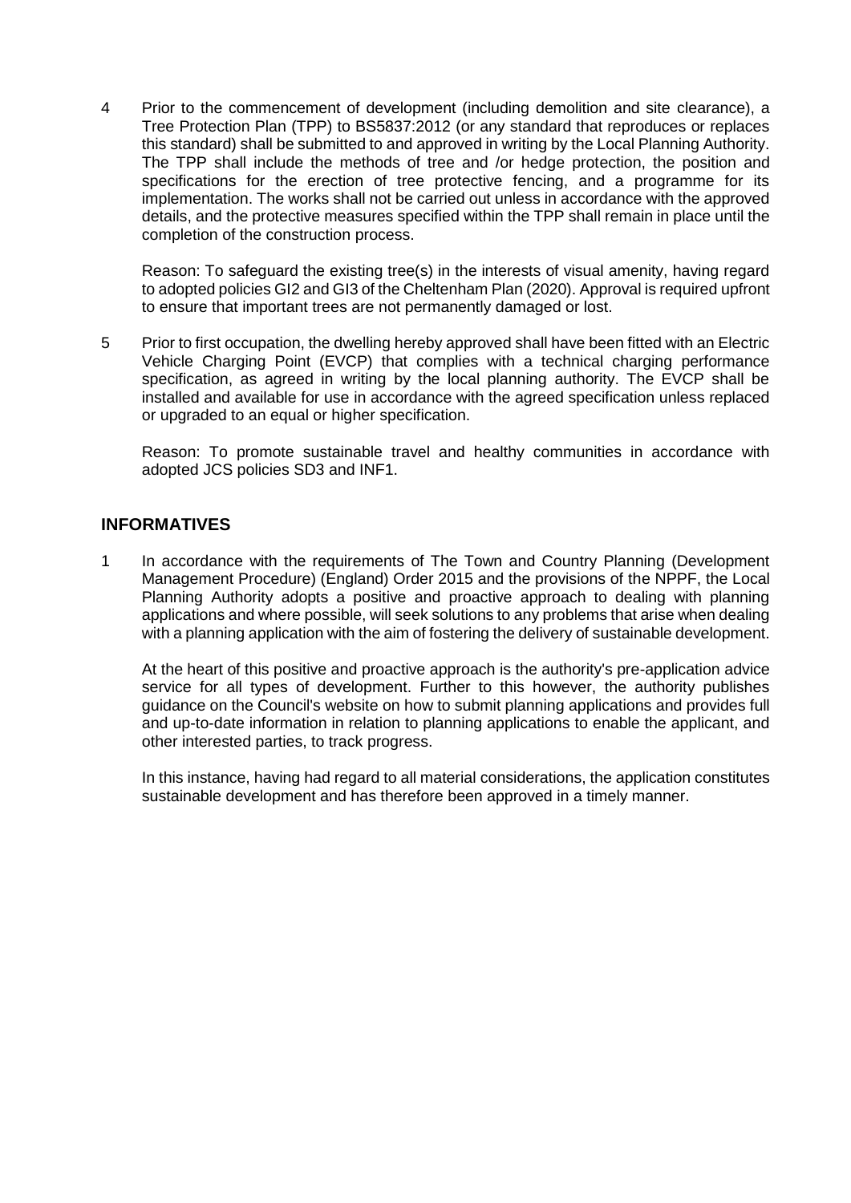4 Prior to the commencement of development (including demolition and site clearance), a Tree Protection Plan (TPP) to BS5837:2012 (or any standard that reproduces or replaces this standard) shall be submitted to and approved in writing by the Local Planning Authority. The TPP shall include the methods of tree and /or hedge protection, the position and specifications for the erection of tree protective fencing, and a programme for its implementation. The works shall not be carried out unless in accordance with the approved details, and the protective measures specified within the TPP shall remain in place until the completion of the construction process.

   Reason: To safeguard the existing tree(s) in the interests of visual amenity, having regard to adopted policies GI2 and GI3 of the Cheltenham Plan (2020). Approval is required upfront to ensure that important trees are not permanently damaged or lost.

5 Prior to first occupation, the dwelling hereby approved shall have been fitted with an Electric Vehicle Charging Point (EVCP) that complies with a technical charging performance specification, as agreed in writing by the local planning authority. The EVCP shall be installed and available for use in accordance with the agreed specification unless replaced or upgraded to an equal or higher specification.

   Reason: To promote sustainable travel and healthy communities in accordance with adopted JCS policies SD3 and INF1.

## INFORMATIVES

1 In accordance with the requirements of The Town and Country Planning (Development Management Procedure) (England) Order 2015 and the provisions of the NPPF, the Local Planning Authority adopts a positive and proactive approach to dealing with planning applications and where possible, will seek solutions to any problems that arise when dealing with a planning application with the aim of fostering the delivery of sustainable development.

   At the heart of this positive and proactive approach is the authority's pre-application advice service for all types of development. Further to this however, the authority publishes guidance on the Council's website on how to submit planning applications and provides full and up-to-date information in relation to planning applications to enable the applicant, and other interested parties, to track progress.

   In this instance, having had regard to all material considerations, the application constitutes sustainable development and has therefore been approved in a timely manner.